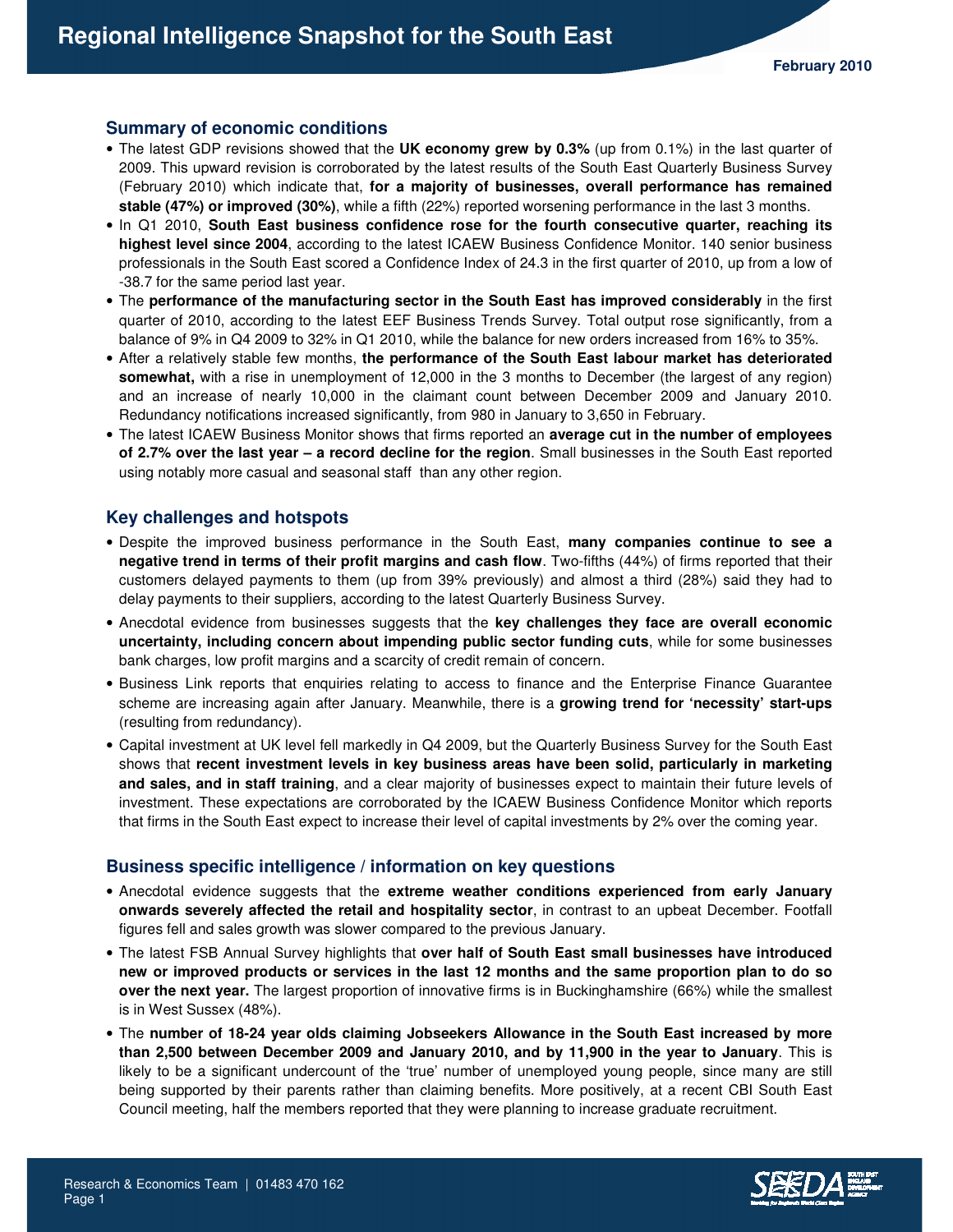# Regional Intelligence Snapshot for the South East

February 2010

## Summary of economic conditions

- The latest GDP revisions showed that the **UK economy grew by 0.3%** (up from 0.1%) in the last quarter of 2009. This upward revision is corroborated by the latest results of the South East Quarterly Business Survey (February 2010) which indicate that, **for a majority of businesses, overall performance has remained stable (47%) or improved (30%)**, while a fifth (22%) reported worsening performance in the last 3 months.
- In Q1 2010, **South East business confidence rose for the fourth consecutive quarter, reaching its highest level since 2004**, according to the latest ICAEW Business Confidence Monitor. 140 senior business professionals in the South East scored a Confidence Index of 24.3 in the first quarter of 2010, up from a low of -38.7 for the same period last year.
- The **performance of the manufacturing sector in the South East has improved considerably** in the first quarter of 2010, according to the latest EEF Business Trends Survey. Total output rose significantly, from a balance of 9% in Q4 2009 to 32% in Q1 2010, while the balance for new orders increased from 16% to 35%.
- After a relatively stable few months, **the performance of the South East labour market has deteriorated somewhat,** with a rise in unemployment of 12,000 in the 3 months to December (the largest of any region) and an increase of nearly 10,000 in the claimant count between December 2009 and January 2010. Redundancy notifications increased significantly, from 980 in January to 3,650 in February.
- The latest ICAEW Business Monitor shows that firms reported an **average cut in the number of employees of 2.7% over the last year – a record decline for the region**. Small businesses in the South East reported using notably more casual and seasonal staff than any other region.

## Key challenges and hotspots

- Despite the improved business performance in the South East, **many companies continue to see a negative trend in terms of their profit margins and cash flow**. Two-fifths (44%) of firms reported that their customers delayed payments to them (up from 39% previously) and almost a third (28%) said they had to delay payments to their suppliers, according to the latest Quarterly Business Survey.
- Anecdotal evidence from businesses suggests that the **key challenges they face are overall economic uncertainty, including concern about impending public sector funding cuts**, while for some businesses bank charges, low profit margins and a scarcity of credit remain of concern.
- Business Link reports that enquiries relating to access to finance and the Enterprise Finance Guarantee scheme are increasing again after January. Meanwhile, there is a **growing trend for 'necessity' start-ups** (resulting from redundancy).
- Capital investment at UK level fell markedly in Q4 2009, but the Quarterly Business Survey for the South East shows that **recent investment levels in key business areas have been solid, particularly in marketing and sales, and in staff training**, and a clear majority of businesses expect to maintain their future levels of investment. These expectations are corroborated by the ICAEW Business Confidence Monitor which reports that firms in the South East expect to increase their level of capital investments by 2% over the coming year.

## Business specific intelligence / information on key questions

- Anecdotal evidence suggests that the **extreme weather conditions experienced from early January onwards severely affected the retail and hospitality sector**, in contrast to an upbeat December. Footfall figures fell and sales growth was slower compared to the previous January.
- The latest FSB Annual Survey highlights that **over half of South East small businesses have introduced new or improved products or services in the last 12 months and the same proportion plan to do so over the next year.** The largest proportion of innovative firms is in Buckinghamshire (66%) while the smallest is in West Sussex (48%).
- The **number of 18-24 year olds claiming Jobseekers Allowance in the South East increased by more than 2,500 between December 2009 and January 2010, and by 11,900 in the year to January**. This is likely to be a significant undercount of the 'true' number of unemployed young people, since many are still being supported by their parents rather than claiming benefits. More positively, at a recent CBI South East Council meeting, half the members reported that they were planning to increase graduate recruitment.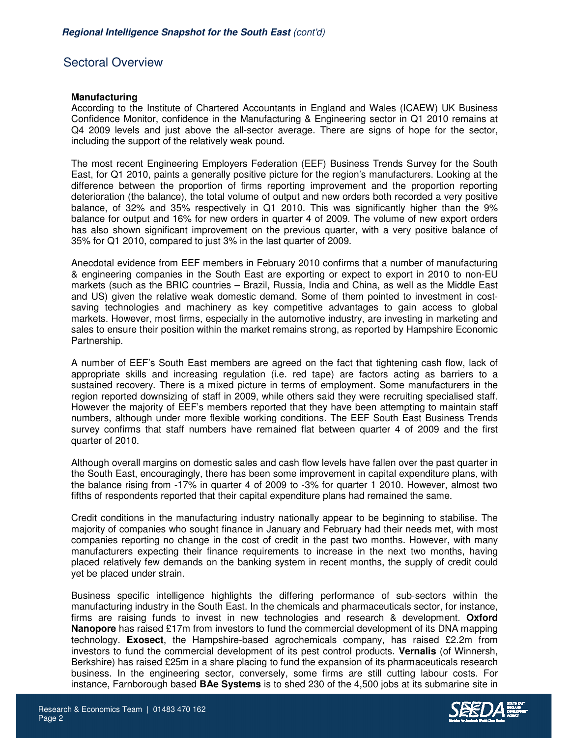## Sectoral Overview

### Manufacturing

According to the Institute of Chartered Accountants in England and Wales (ICAEW) UK Business Confidence Monitor, confidence in the Manufacturing & Engineering sector in Q1 2010 remains at Q4 2009 levels and just above the all-sector average. There are signs of hope for the sector, including the support of the relatively weak pound.

The most recent Engineering Employers Federation (EEF) Business Trends Survey for the South East, for Q1 2010, paints a generally positive picture for the region's manufacturers. Looking at the difference between the proportion of firms reporting improvement and the proportion reporting deterioration (the balance), the total volume of output and new orders both recorded a very positive balance, of 32% and 35% respectively in Q1 2010. This was significantly higher than the 9% balance for output and 16% for new orders in quarter 4 of 2009. The volume of new export orders has also shown significant improvement on the previous quarter, with a very positive balance of 35% for Q1 2010, compared to just 3% in the last quarter of 2009.

Anecdotal evidence from EEF members in February 2010 confirms that a number of manufacturing & engineering companies in the South East are exporting or expect to export in 2010 to non-EU markets (such as the BRIC countries – Brazil, Russia, India and China, as well as the Middle East and US) given the relative weak domestic demand. Some of them pointed to investment in cost-saving technologies and machinery as key competitive advantages to gain access to global markets. However, most firms, especially in the automotive industry, are investing in marketing and sales to ensure their position within the market remains strong, as reported by Hampshire Economic Partnership.

A number of EEF's South East members are agreed on the fact that tightening cash flow, lack of appropriate skills and increasing regulation (i.e. red tape) are factors acting as barriers to a sustained recovery. There is a mixed picture in terms of employment. Some manufacturers in the region reported downsizing of staff in 2009, while others said they were recruiting specialised staff. However the majority of EEF's members reported that they have been attempting to maintain staff numbers, although under more flexible working conditions. The EEF South East Business Trends survey confirms that staff numbers have remained flat between quarter 4 of 2009 and the first quarter of 2010.

Although overall margins on domestic sales and cash flow levels have fallen over the past quarter in the South East, encouragingly, there has been some improvement in capital expenditure plans, with the balance rising from -17% in quarter 4 of 2009 to -3% for quarter 1 2010. However, almost two fifths of respondents reported that their capital expenditure plans had remained the same.

Credit conditions in the manufacturing industry nationally appear to be beginning to stabilise. The majority of companies who sought finance in January and February had their needs met, with most companies reporting no change in the cost of credit in the past two months. However, with many manufacturers expecting their finance requirements to increase in the next two months, having placed relatively few demands on the banking system in recent months, the supply of credit could yet be placed under strain.

Business specific intelligence highlights the differing performance of sub-sectors within the manufacturing industry in the South East. In the chemicals and pharmaceuticals sector, for instance, firms are raising funds to invest in new technologies and research & development. **Oxford Nanopore** has raised £17m from investors to fund the commercial development of its DNA mapping technology. **Exosect**, the Hampshire-based agrochemicals company, has raised £2.2m from investors to fund the commercial development of its pest control products. **Vernalis** (of Winnersh, Berkshire) has raised £25m in a share placing to fund the expansion of its pharmaceuticals research business. In the engineering sector, conversely, some firms are still cutting labour costs. For instance, Farnborough based **BAe Systems** is to shed 230 of the 4,500 jobs at its submarine site in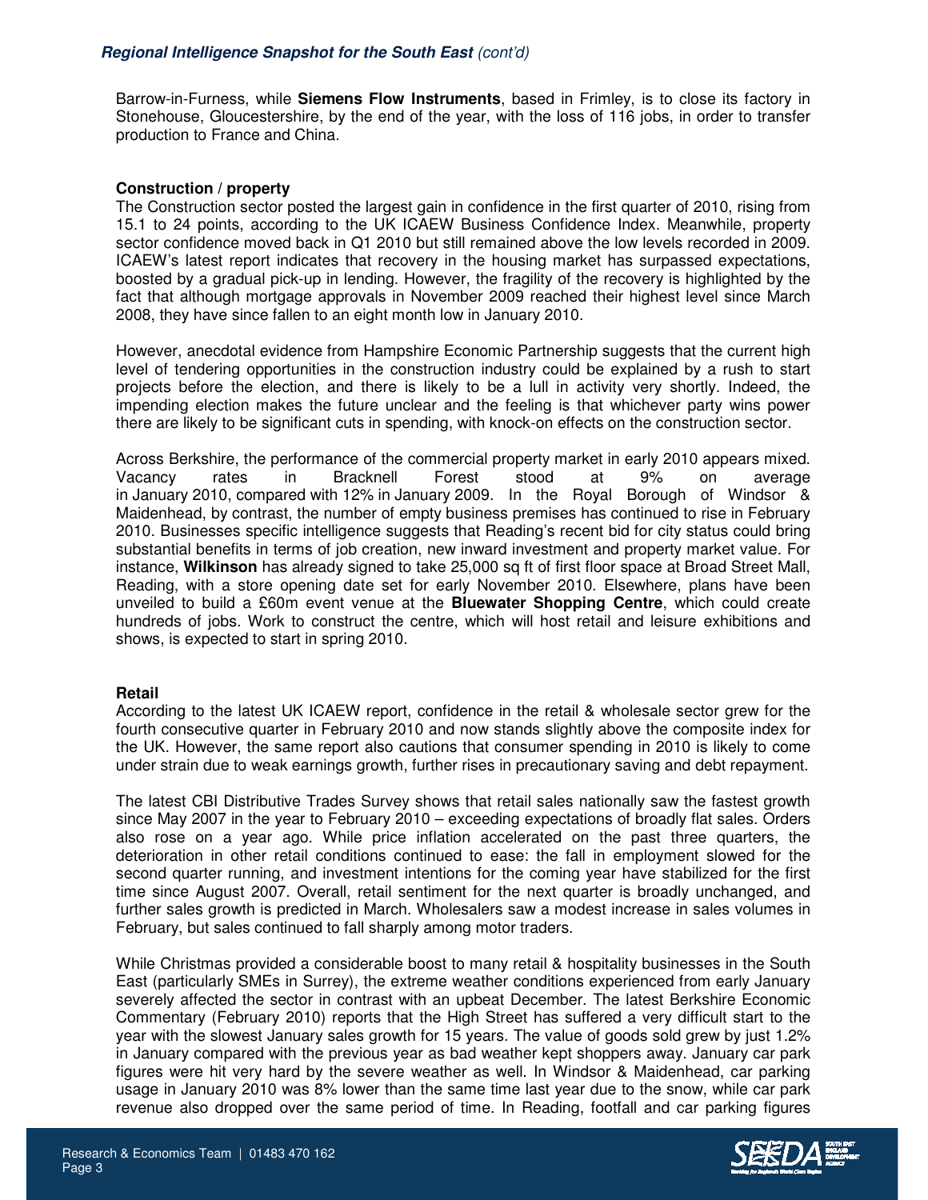Barrow-in-Furness, while **Siemens Flow Instruments**, based in Frimley, is to close its factory in Stonehouse, Gloucestershire, by the end of the year, with the loss of 116 jobs, in order to transfer production to France and China.

### Construction / property

The Construction sector posted the largest gain in confidence in the first quarter of 2010, rising from 15.1 to 24 points, according to the UK ICAEW Business Confidence Index. Meanwhile, property sector confidence moved back in Q1 2010 but still remained above the low levels recorded in 2009. ICAEW's latest report indicates that recovery in the housing market has surpassed expectations, boosted by a gradual pick-up in lending. However, the fragility of the recovery is highlighted by the fact that although mortgage approvals in November 2009 reached their highest level since March 2008, they have since fallen to an eight month low in January 2010.

However, anecdotal evidence from Hampshire Economic Partnership suggests that the current high level of tendering opportunities in the construction industry could be explained by a rush to start projects before the election, and there is likely to be a lull in activity very shortly. Indeed, the impending election makes the future unclear and the feeling is that whichever party wins power there are likely to be significant cuts in spending, with knock-on effects on the construction sector.

Across Berkshire, the performance of the commercial property market in early 2010 appears mixed. Vacancy rates in Bracknell Forest stood at 9% on average in January 2010, compared with 12% in January 2009. In the Royal Borough of Windsor & Maidenhead, by contrast, the number of empty business premises has continued to rise in February 2010. Businesses specific intelligence suggests that Reading's recent bid for city status could bring substantial benefits in terms of job creation, new inward investment and property market value. For instance, **Wilkinson** has already signed to take 25,000 sq ft of first floor space at Broad Street Mall, Reading, with a store opening date set for early November 2010. Elsewhere, plans have been unveiled to build a £60m event venue at the **Bluewater Shopping Centre**, which could create hundreds of jobs. Work to construct the centre, which will host retail and leisure exhibitions and shows, is expected to start in spring 2010.

### Retail

According to the latest UK ICAEW report, confidence in the retail & wholesale sector grew for the fourth consecutive quarter in February 2010 and now stands slightly above the composite index for the UK. However, the same report also cautions that consumer spending in 2010 is likely to come under strain due to weak earnings growth, further rises in precautionary saving and debt repayment.

The latest CBI Distributive Trades Survey shows that retail sales nationally saw the fastest growth since May 2007 in the year to February 2010 – exceeding expectations of broadly flat sales. Orders also rose on a year ago. While price inflation accelerated on the past three quarters, the deterioration in other retail conditions continued to ease: the fall in employment slowed for the second quarter running, and investment intentions for the coming year have stabilized for the first time since August 2007. Overall, retail sentiment for the next quarter is broadly unchanged, and further sales growth is predicted in March. Wholesalers saw a modest increase in sales volumes in February, but sales continued to fall sharply among motor traders.

While Christmas provided a considerable boost to many retail & hospitality businesses in the South East (particularly SMEs in Surrey), the extreme weather conditions experienced from early January severely affected the sector in contrast with an upbeat December. The latest Berkshire Economic Commentary (February 2010) reports that the High Street has suffered a very difficult start to the year with the slowest January sales growth for 15 years. The value of goods sold grew by just 1.2% in January compared with the previous year as bad weather kept shoppers away. January car park figures were hit very hard by the severe weather as well. In Windsor & Maidenhead, car parking usage in January 2010 was 8% lower than the same time last year due to the snow, while car park revenue also dropped over the same period of time. In Reading, footfall and car parking figures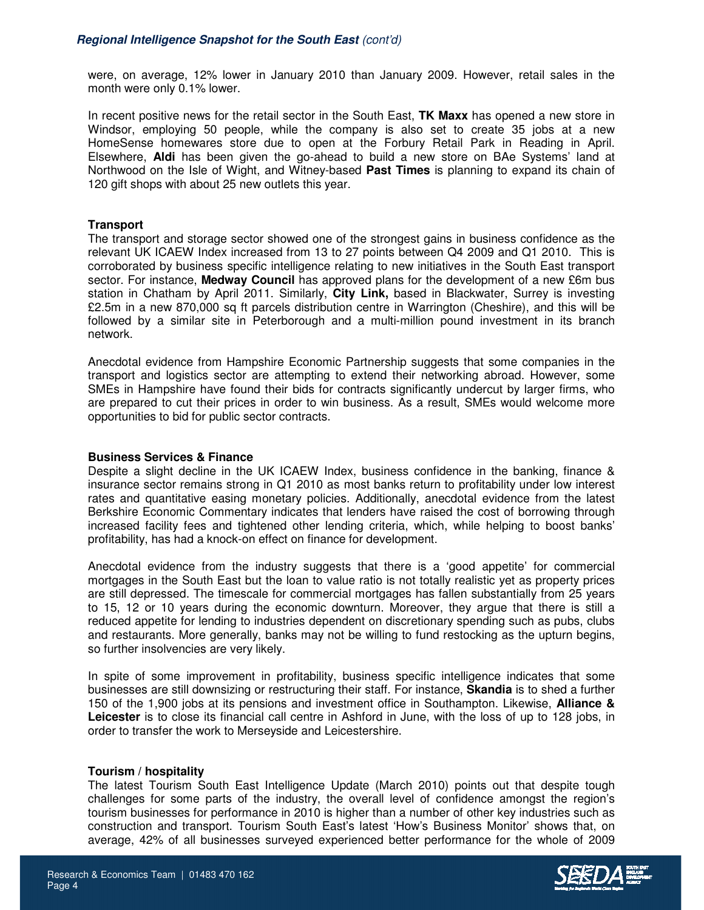were, on average, 12% lower in January 2010 than January 2009. However, retail sales in the month were only 0.1% lower.

In recent positive news for the retail sector in the South East, **TK Maxx** has opened a new store in Windsor, employing 50 people, while the company is also set to create 35 jobs at a new HomeSense homewares store due to open at the Forbury Retail Park in Reading in April. Elsewhere, **Aldi** has been given the go-ahead to build a new store on BAe Systems' land at Northwood on the Isle of Wight, and Witney-based **Past Times** is planning to expand its chain of 120 gift shops with about 25 new outlets this year.

**Transport**

The transport and storage sector showed one of the strongest gains in business confidence as the relevant UK ICAEW Index increased from 13 to 27 points between Q4 2009 and Q1 2010. This is corroborated by business specific intelligence relating to new initiatives in the South East transport sector. For instance, **Medway Council** has approved plans for the development of a new £6m bus station in Chatham by April 2011. Similarly, **City Link,** based in Blackwater, Surrey is investing £2.5m in a new 870,000 sq ft parcels distribution centre in Warrington (Cheshire), and this will be followed by a similar site in Peterborough and a multi-million pound investment in its branch network.

Anecdotal evidence from Hampshire Economic Partnership suggests that some companies in the transport and logistics sector are attempting to extend their networking abroad. However, some SMEs in Hampshire have found their bids for contracts significantly undercut by larger firms, who are prepared to cut their prices in order to win business. As a result, SMEs would welcome more opportunities to bid for public sector contracts.

**Business Services & Finance**

Despite a slight decline in the UK ICAEW Index, business confidence in the banking, finance & insurance sector remains strong in Q1 2010 as most banks return to profitability under low interest rates and quantitative easing monetary policies. Additionally, anecdotal evidence from the latest Berkshire Economic Commentary indicates that lenders have raised the cost of borrowing through increased facility fees and tightened other lending criteria, which, while helping to boost banks' profitability, has had a knock-on effect on finance for development.

Anecdotal evidence from the industry suggests that there is a 'good appetite' for commercial mortgages in the South East but the loan to value ratio is not totally realistic yet as property prices are still depressed. The timescale for commercial mortgages has fallen substantially from 25 years to 15, 12 or 10 years during the economic downturn. Moreover, they argue that there is still a reduced appetite for lending to industries dependent on discretionary spending such as pubs, clubs and restaurants. More generally, banks may not be willing to fund restocking as the upturn begins, so further insolvencies are very likely.

In spite of some improvement in profitability, business specific intelligence indicates that some businesses are still downsizing or restructuring their staff. For instance, **Skandia** is to shed a further 150 of the 1,900 jobs at its pensions and investment office in Southampton. Likewise, **Alliance & Leicester** is to close its financial call centre in Ashford in June, with the loss of up to 128 jobs, in order to transfer the work to Merseyside and Leicestershire.

**Tourism / hospitality**

The latest Tourism South East Intelligence Update (March 2010) points out that despite tough challenges for some parts of the industry, the overall level of confidence amongst the region's tourism businesses for performance in 2010 is higher than a number of other key industries such as construction and transport. Tourism South East's latest 'How's Business Monitor' shows that, on average, 42% of all businesses surveyed experienced better performance for the whole of 2009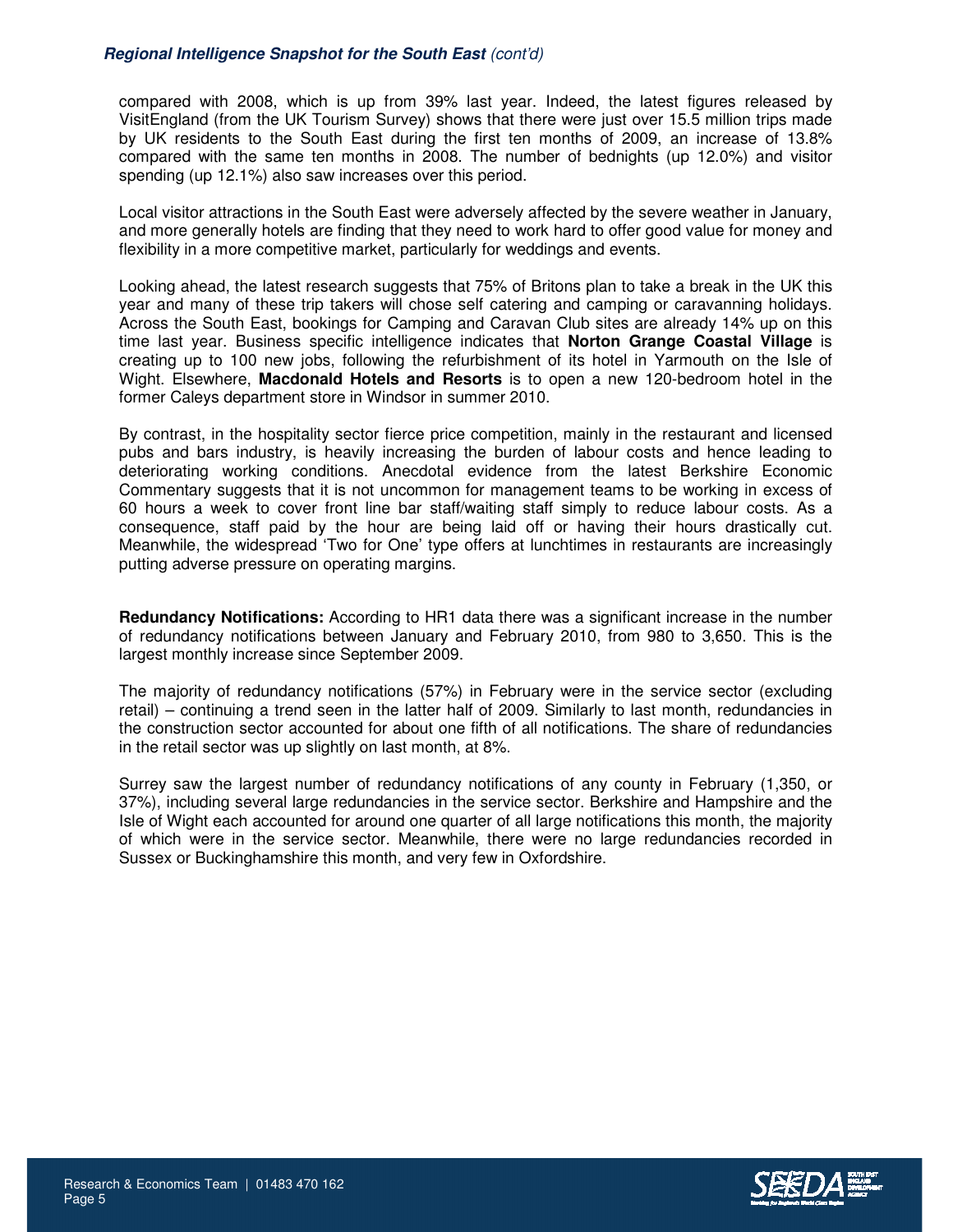compared with 2008, which is up from 39% last year. Indeed, the latest figures released by VisitEngland (from the UK Tourism Survey) shows that there were just over 15.5 million trips made by UK residents to the South East during the first ten months of 2009, an increase of 13.8% compared with the same ten months in 2008. The number of bednights (up 12.0%) and visitor spending (up 12.1%) also saw increases over this period.

Local visitor attractions in the South East were adversely affected by the severe weather in January, and more generally hotels are finding that they need to work hard to offer good value for money and flexibility in a more competitive market, particularly for weddings and events.

Looking ahead, the latest research suggests that 75% of Britons plan to take a break in the UK this year and many of these trip takers will chose self catering and camping or caravanning holidays. Across the South East, bookings for Camping and Caravan Club sites are already 14% up on this time last year. Business specific intelligence indicates that **Norton Grange Coastal Village** is creating up to 100 new jobs, following the refurbishment of its hotel in Yarmouth on the Isle of Wight. Elsewhere, **Macdonald Hotels and Resorts** is to open a new 120-bedroom hotel in the former Caleys department store in Windsor in summer 2010.

By contrast, in the hospitality sector fierce price competition, mainly in the restaurant and licensed pubs and bars industry, is heavily increasing the burden of labour costs and hence leading to deteriorating working conditions. Anecdotal evidence from the latest Berkshire Economic Commentary suggests that it is not uncommon for management teams to be working in excess of 60 hours a week to cover front line bar staff/waiting staff simply to reduce labour costs. As a consequence, staff paid by the hour are being laid off or having their hours drastically cut. Meanwhile, the widespread 'Two for One' type offers at lunchtimes in restaurants are increasingly putting adverse pressure on operating margins.

**Redundancy Notifications:** According to HR1 data there was a significant increase in the number of redundancy notifications between January and February 2010, from 980 to 3,650. This is the largest monthly increase since September 2009.

The majority of redundancy notifications (57%) in February were in the service sector (excluding retail) – continuing a trend seen in the latter half of 2009. Similarly to last month, redundancies in the construction sector accounted for about one fifth of all notifications. The share of redundancies in the retail sector was up slightly on last month, at 8%.

Surrey saw the largest number of redundancy notifications of any county in February (1,350, or 37%), including several large redundancies in the service sector. Berkshire and Hampshire and the Isle of Wight each accounted for around one quarter of all large notifications this month, the majority of which were in the service sector. Meanwhile, there were no large redundancies recorded in Sussex or Buckinghamshire this month, and very few in Oxfordshire.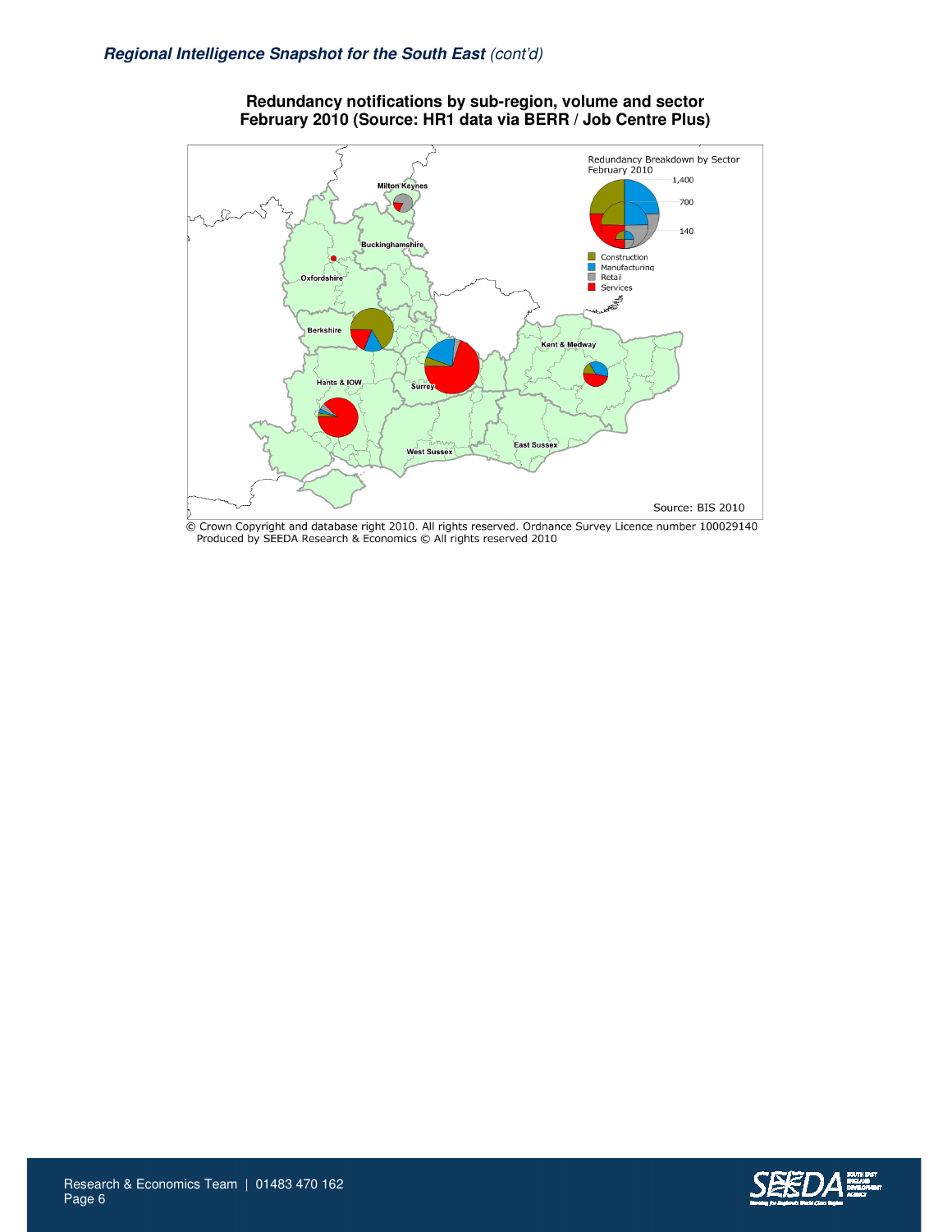**Redundancy notifications by sub-region, volume and sector February 2010 (Source: HR1 data via BERR / Job Centre Plus)**

Redundancy Breakdown by Sector
February 2010

1,400
700
140

Construction
Manufacturing
Retail
Services

Milton Keynes
Buckinghamshire
Oxfordshire
Berkshire
Hants & IOW
Surrey
Kent & Medway
West Sussex
East Sussex

Source: BIS 2010

© Crown Copyright and database right 2010. All rights reserved. Ordnance Survey Licence number 100029140
Produced by SEEDA Research & Economics © All rights reserved 2010